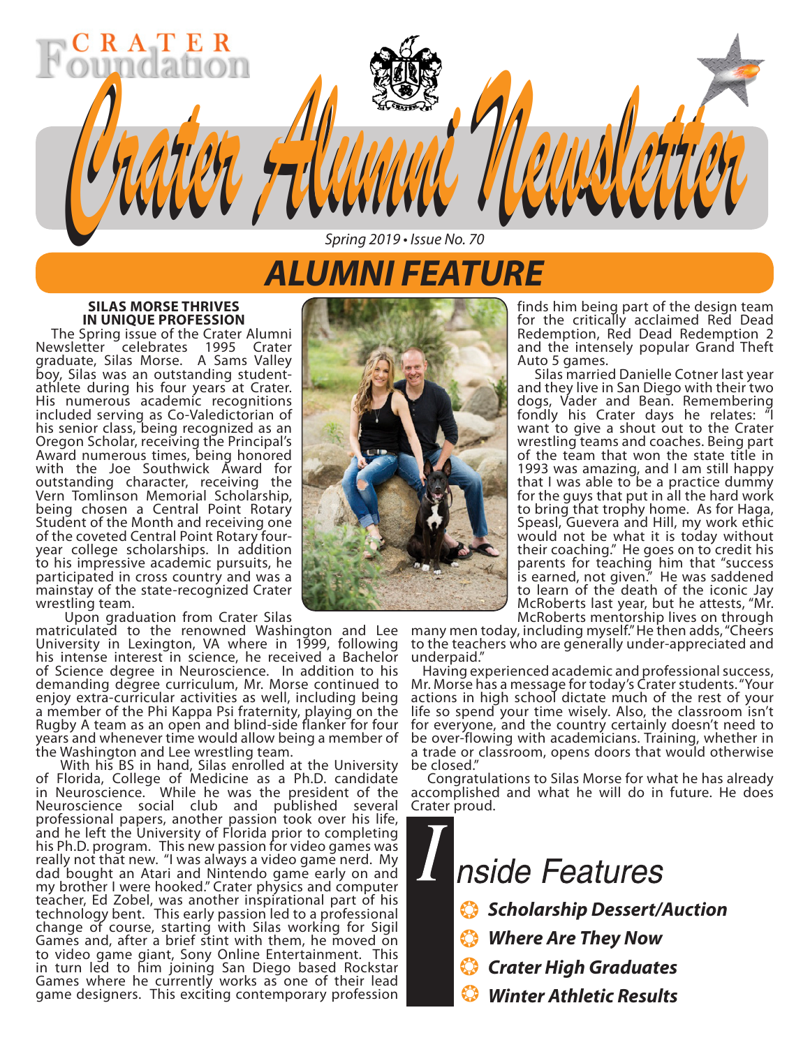# Crater Foundation

# Crater Alumni Newsletter

*Spring 2019 • Issue No. 70*

## ALUMNI FEATURE

### SILAS MORSE THRIVES IN UNIQUE PROFESSION

The Spring issue of the Crater Alumni Newsletter celebrates 1995 Crater graduate, Silas Morse. A Sams Valley boy, Silas was an outstanding student-athlete during his four years at Crater. His numerous academic recognitions included serving as Co-Valedictorian of his senior class, being recognized as an Oregon Scholar, receiving the Principal's Award numerous times, being honored with the Joe Southwick Award for outstanding character, receiving the Vern Tomlinson Memorial Scholarship, being chosen a Central Point Rotary Student of the Month and receiving one of the coveted Central Point Rotary four-year college scholarships. In addition to his impressive academic pursuits, he participated in cross country and was a mainstay of the state-recognized Crater wrestling team.

Upon graduation from Crater Silas matriculated to the renowned Washington and Lee University in Lexington, VA where in 1999, following his intense interest in science, he received a Bachelor of Science degree in Neuroscience. In addition to his demanding degree curriculum, Mr. Morse continued to enjoy extra-curricular activities as well, including being a member of the Phi Kappa Psi fraternity, playing on the Rugby A team as an open and blind-side flanker for four years and whenever time would allow being a member of the Washington and Lee wrestling team.

With his BS in hand, Silas enrolled at the University of Florida, College of Medicine as a Ph.D. candidate in Neuroscience. While he was the president of the Neuroscience social club and published several professional papers, another passion took over his life, and he left the University of Florida prior to completing his Ph.D. program. This new passion for video games was really not that new. "I was always a video game nerd. My dad bought an Atari and Nintendo game early on and my brother I were hooked." Crater physics and computer teacher, Ed Zobel, was another inspirational part of his technology bent. This early passion led to a professional change of course, starting with Silas working for Sigil Games and, after a brief stint with them, he moved on to video game giant, Sony Online Entertainment. This in turn led to him joining San Diego based Rockstar Games where he currently works as one of their lead game designers. This exciting contemporary profession finds him being part of the design team for the critically acclaimed Red Dead Redemption, Red Dead Redemption 2 and the intensely popular Grand Theft Auto 5 games.

Silas married Danielle Cotner last year and they live in San Diego with their two dogs, Vader and Bean. Remembering fondly his Crater days he relates: "I want to give a shout out to the Crater wrestling teams and coaches. Being part of the team that won the state title in 1993 was amazing, and I am still happy that I was able to be a practice dummy for the guys that put in all the hard work to bring that trophy home. As for Haga, Speasl, Guevera and Hill, my work ethic would not be what it is today without their coaching." He goes on to credit his parents for teaching him that "success is earned, not given." He was saddened to learn of the death of the iconic Jay McRoberts last year, but he attests, "Mr. McRoberts mentorship lives on through many men today, including myself." He then adds, "Cheers to the teachers who are generally under-appreciated and underpaid."

Having experienced academic and professional success, Mr. Morse has a message for today's Crater students. "Your actions in high school dictate much of the rest of your life so spend your time wisely. Also, the classroom isn't for everyone, and the country certainly doesn't need to be over-flowing with academicians. Training, whether in a trade or classroom, opens doors that would otherwise be closed."

Congratulations to Silas Morse for what he has already accomplished and what he will do in future. He does Crater proud.

## Inside Features

- ***Scholarship Dessert/Auction***
- ***Where Are They Now***
- ***Crater High Graduates***
- ***Winter Athletic Results***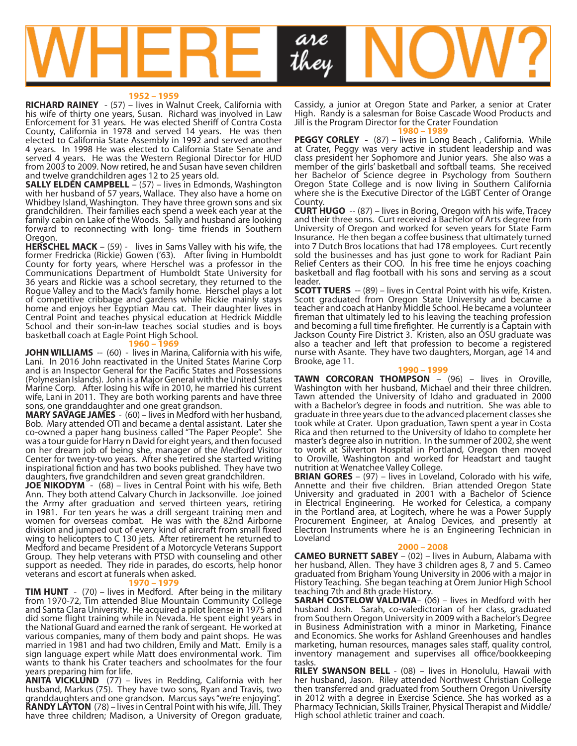# WHERE *are they* NOW?

## 1952 – 1959

**RICHARD RAINEY** - (57) – lives in Walnut Creek, California with his wife of thirty one years, Susan. Richard was involved in Law Enforcement for 31 years. He was elected Sheriff of Contra Costa County, California in 1978 and served 14 years. He was then elected to California State Assembly in 1992 and served another 4 years. In 1998 He was elected to California State Senate and served 4 years. He was the Western Regional Director for HUD from 2003 to 2009. Now retired, he and Susan have seven children and twelve grandchildren ages 12 to 25 years old.

**SALLY ELDEN CAMPBELL** – (57) – lives in Edmonds, Washington with her husband of 57 years, Wallace. They also have a home on Whidbey Island, Washington. They have three grown sons and six grandchildren. Their families each spend a week each year at the family cabin on Lake of the Woods. Sally and husband are looking forward to reconnecting with long- time friends in Southern Oregon.

**HERSCHEL MACK** – (59) - lives in Sams Valley with his wife, the former Fredricka (Rickie) Gowen ('63). After living in Humboldt County for forty years, where Herschel was a professor in the Communications Department of Humboldt State University for 36 years and Rickie was a school secretary, they returned to the Rogue Valley and to the Mack's family home. Herschel plays a lot of competitive cribbage and gardens while Rickie mainly stays home and enjoys her Egyptian Mau cat. Their daughter lives in Central Point and teaches physical education at Hedrick Middle School and their son-in-law teaches social studies and is boys basketball coach at Eagle Point High School.

## 1960 – 1969

**JOHN WILLIAMS** -- (60) - lives in Marina, California with his wife, Lani. In 2016 John reactivated in the United States Marine Corp and is an Inspector General for the Pacific States and Possessions (Polynesian Islands). John is a Major General with the United States Marine Corp. After losing his wife in 2010, he married his current wife, Lani in 2011. They are both working parents and have three sons, one granddaughter and one great grandson.

**MARY SAVAGE JAMES** - (60) – lives in Medford with her husband, Bob. Mary attended OTI and became a dental assistant. Later she co-owned a paper hang business called "The Paper People". She was a tour guide for Harry n David for eight years, and then focused on her dream job of being she, manager of the Medford Visitor Center for twenty-two years. After she retired she started writing inspirational fiction and has two books published. They have two daughters, five grandchildren and seven great grandchildren.

**JOE NIKODYM** - (68) – lives in Central Point with his wife, Beth Ann. They both attend Calvary Church in Jacksonville. Joe joined the Army after graduation and served thirteen years, retiring in 1981. For ten years he was a drill sergeant training men and women for overseas combat. He was with the 82nd Airborne division and jumped out of every kind of aircraft from small fixed wing to helicopters to C 130 jets. After retirement he returned to Medford and became President of a Motorcycle Veterans Support Group. They help veterans with PTSD with counseling and other support as needed. They ride in parades, do escorts, help honor veterans and escort at funerals when asked.

## 1970 – 1979

**TIM HUNT** - (70) – lives in Medford. After being in the military from 1970-72, Tim attended Blue Mountain Community College and Santa Clara University. He acquired a pilot license in 1975 and did some flight training while in Nevada. He spent eight years in the National Guard and earned the rank of sergeant. He worked at various companies, many of them body and paint shops. He was married in 1981 and had two children, Emily and Matt. Emily is a sign language expert while Matt does environmental work. Tim wants to thank his Crater teachers and schoolmates for the four years preparing him for life.

**ANITA VICKLUND** (77) – lives in Redding, California with her husband, Markus (75). They have two sons, Ryan and Travis, two granddaughters and one grandson. Marcus says "we're enjoying".

**RANDY LAYTON** (78) – lives in Central Point with his wife, Jill. They have three children; Madison, a University of Oregon graduate, Cassidy, a junior at Oregon State and Parker, a senior at Crater High. Randy is a salesman for Boise Cascade Wood Products and Jill is the Program Director for the Crater Foundation

## 1980 – 1989

**PEGGY CORLEY** - (87) – lives in Long Beach , California. While at Crater, Peggy was very active in student leadership and was class president her Sophomore and Junior years. She also was a member of the girls' basketball and softball teams. She received her Bachelor of Science degree in Psychology from Southern Oregon State College and is now living in Southern California where she is the Executive Director of the LGBT Center of Orange County.

**CURT HUGO** -- (87) – lives in Boring, Oregon with his wife, Tracey and their three sons. Curt received a Bachelor of Arts degree from University of Oregon and worked for seven years for State Farm Insurance. He then began a coffee business that ultimately turned into 7 Dutch Bros locations that had 178 employees. Curt recently sold the businesses and has just gone to work for Radiant Pain Relief Centers as their COO. In his free time he enjoys coaching basketball and flag football with his sons and serving as a scout leader.

**SCOTT TUERS** -- (89) – lives in Central Point with his wife, Kristen. Scott graduated from Oregon State University and became a teacher and coach at Hanby Middle School. He became a volunteer fireman that ultimately led to his leaving the teaching profession and becoming a full time firefighter. He currently is a Captain with Jackson County Fire District 3. Kristen, also an OSU graduate was also a teacher and left that profession to become a registered nurse with Asante. They have two daughters, Morgan, age 14 and Brooke, age 11.

## 1990 – 1999

**TAWN CORCORAN THOMPSON** – (96) – lives in Oroville, Washington with her husband, Michael and their three children. Tawn attended the University of Idaho and graduated in 2000 with a Bachelor's degree in foods and nutrition. She was able to graduate in three years due to the advanced placement classes she took while at Crater. Upon graduation, Tawn spent a year in Costa Rica and then returned to the University of Idaho to complete her master's degree also in nutrition. In the summer of 2002, she went to work at Silverton Hospital in Portland, Oregon then moved to Oroville, Washington and worked for Headstart and taught nutrition at Wenatchee Valley College.

**BRIAN GORES** – (97) – lives in Loveland, Colorado with his wife, Annette and their five children. Brian attended Oregon State University and graduated in 2001 with a Bachelor of Science in Electrical Engineering. He worked for Celestica, a company in the Portland area, at Logitech, where he was a Power Supply Procurement Engineer, at Analog Devices, and presently at Electron Instruments where he is an Engineering Technician in Loveland

## 2000 – 2008

**CAMEO BURNETT SABEY** – (02) – lives in Auburn, Alabama with her husband, Allen. They have 3 children ages 8, 7 and 5. Cameo graduated from Brigham Young University in 2006 with a major in History Teaching. She began teaching at Orem Junior High School teaching 7th and 8th grade History.

**SARAH COSTELOW VALDIVIA**– (06) – lives in Medford with her husband Josh. Sarah, co-valedictorian of her class, graduated from Southern Oregon University in 2009 with a Bachelor's Degree in Business Administration with a minor in Marketing, Finance and Economics. She works for Ashland Greenhouses and handles marketing, human resources, manages sales staff, quality control, inventory management and supervises all office/bookkeeping tasks.

**RILEY SWANSON BELL** - (08) – lives in Honolulu, Hawaii with her husband, Jason. Riley attended Northwest Christian College then transferred and graduated from Southern Oregon University in 2012 with a degree in Exercise Science. She has worked as a Pharmacy Technician, Skills Trainer, Physical Therapist and Middle/High school athletic trainer and coach.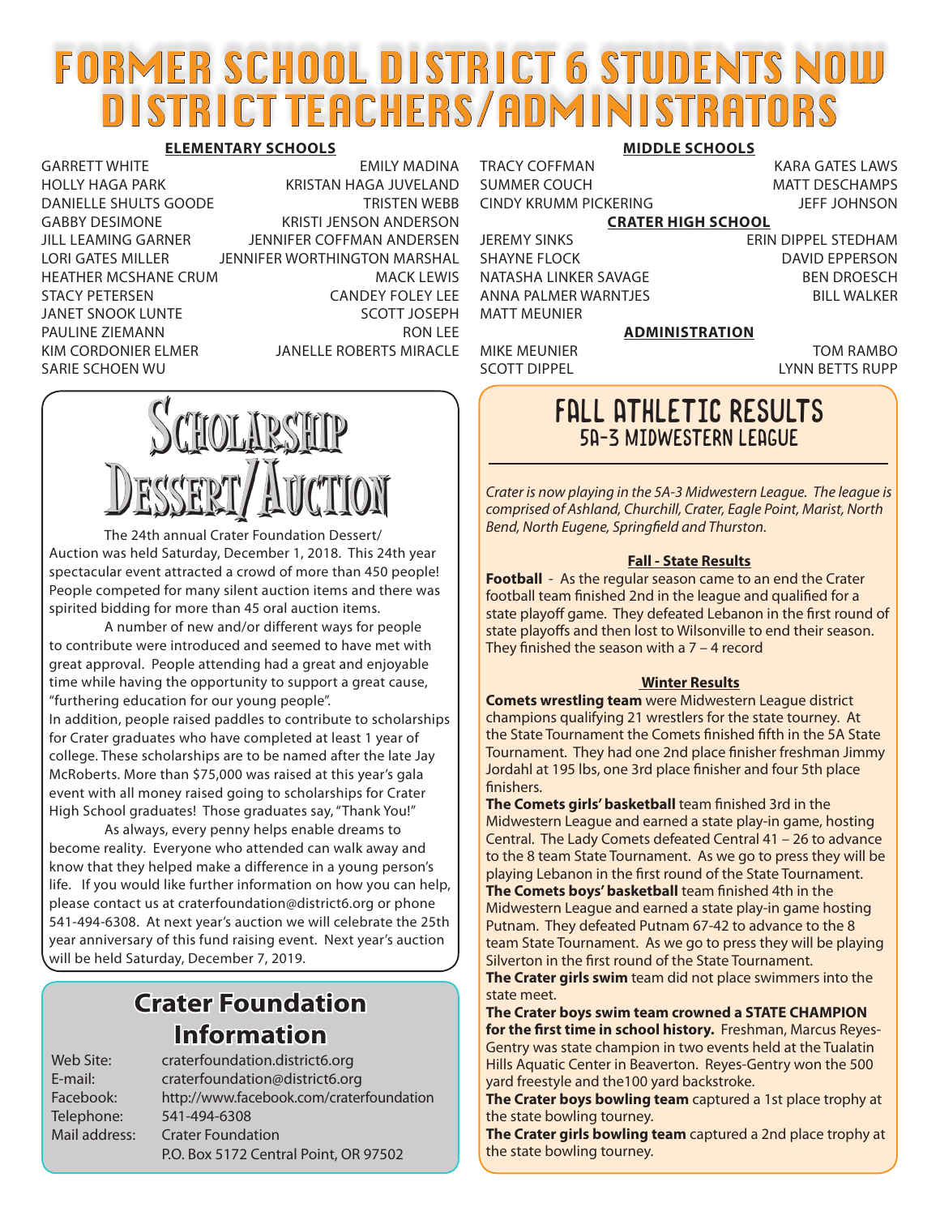# FORMER SCHOOL DISTRICT 6 STUDENTS NOW DISTRICT TEACHERS/ADMINISTRATORS

**ELEMENTARY SCHOOLS**

GARRETT WHITE
HOLLY HAGA PARK
DANIELLE SHULTS GOODE
GABBY DESIMONE
JILL LEAMING GARNER
LORI GATES MILLER
HEATHER MCSHANE CRUM
STACY PETERSEN
JANET SNOOK LUNTE
PAULINE ZIEMANN
KIM CORDONIER ELMER
SARIE SCHOEN WU
EMILY MADINA
KRISTAN HAGA JUVELAND
TRISTEN WEBB
KRISTI JENSON ANDERSON
JENNIFER COFFMAN ANDERSEN
JENNIFER WORTHINGTON MARSHAL
MACK LEWIS
CANDEY FOLEY LEE
SCOTT JOSEPH
RON LEE
JANELLE ROBERTS MIRACLE

**MIDDLE SCHOOLS**

TRACY COFFMAN
SUMMER COUCH
CINDY KRUMM PICKERING
KARA GATES LAWS
MATT DESCHAMPS
JEFF JOHNSON

**CRATER HIGH SCHOOL**

JEREMY SINKS
SHAYNE FLOCK
NATASHA LINKER SAVAGE
ANNA PALMER WARNTJES
MATT MEUNIER
ERIN DIPPEL STEDHAM
DAVID EPPERSON
BEN DROESCH
BILL WALKER

**ADMINISTRATION**

MIKE MEUNIER
SCOTT DIPPEL
TOM RAMBO
LYNN BETTS RUPP

## Scholarship Dessert/Auction

The 24th annual Crater Foundation Dessert/Auction was held Saturday, December 1, 2018. This 24th year spectacular event attracted a crowd of more than 450 people! People competed for many silent auction items and there was spirited bidding for more than 45 oral auction items.

A number of new and/or different ways for people to contribute were introduced and seemed to have met with great approval. People attending had a great and enjoyable time while having the opportunity to support a great cause, "furthering education for our young people".

In addition, people raised paddles to contribute to scholarships for Crater graduates who have completed at least 1 year of college. These scholarships are to be named after the late Jay McRoberts. More than $75,000 was raised at this year's gala event with all money raised going to scholarships for Crater High School graduates! Those graduates say, "Thank You!"

As always, every penny helps enable dreams to become reality. Everyone who attended can walk away and know that they helped make a difference in a young person's life. If you would like further information on how you can help, please contact us at craterfoundation@district6.org or phone 541-494-6308. At next year's auction we will celebrate the 25th year anniversary of this fund raising event. Next year's auction will be held Saturday, December 7, 2019.

## Crater Foundation Information

| | |
|---|---|
| Web Site: | craterfoundation.district6.org |
| E-mail: | craterfoundation@district6.org |
| Facebook: | http://www.facebook.com/craterfoundation |
| Telephone: | 541-494-6308 |
| Mail address: | Crater Foundation<br>P.O. Box 5172 Central Point, OR 97502 |

## FALL ATHLETIC RESULTS
### 5A-3 MIDWESTERN LEAGUE

*Crater is now playing in the 5A-3 Midwestern League. The league is comprised of Ashland, Churchill, Crater, Eagle Point, Marist, North Bend, North Eugene, Springfield and Thurston.*

**Fall - State Results**

**Football** - As the regular season came to an end the Crater football team finished 2nd in the league and qualified for a state playoff game. They defeated Lebanon in the first round of state playoffs and then lost to Wilsonville to end their season. They finished the season with a 7 – 4 record

**Winter Results**

**Comets wrestling team** were Midwestern League district champions qualifying 21 wrestlers for the state tourney. At the State Tournament the Comets finished fifth in the 5A State Tournament. They had one 2nd place finisher freshman Jimmy Jordahl at 195 lbs, one 3rd place finisher and four 5th place finishers.

**The Comets girls' basketball** team finished 3rd in the Midwestern League and earned a state play-in game, hosting Central. The Lady Comets defeated Central 41 – 26 to advance to the 8 team State Tournament. As we go to press they will be playing Lebanon in the first round of the State Tournament.

**The Comets boys' basketball** team finished 4th in the Midwestern League and earned a state play-in game hosting Putnam. They defeated Putnam 67-42 to advance to the 8 team State Tournament. As we go to press they will be playing Silverton in the first round of the State Tournament.

**The Crater girls swim** team did not place swimmers into the state meet.

**The Crater boys swim team crowned a STATE CHAMPION for the first time in school history.** Freshman, Marcus Reyes-Gentry was state champion in two events held at the Tualatin Hills Aquatic Center in Beaverton. Reyes-Gentry won the 500 yard freestyle and the100 yard backstroke.

**The Crater boys bowling team** captured a 1st place trophy at the state bowling tourney.

**The Crater girls bowling team** captured a 2nd place trophy at the state bowling tourney.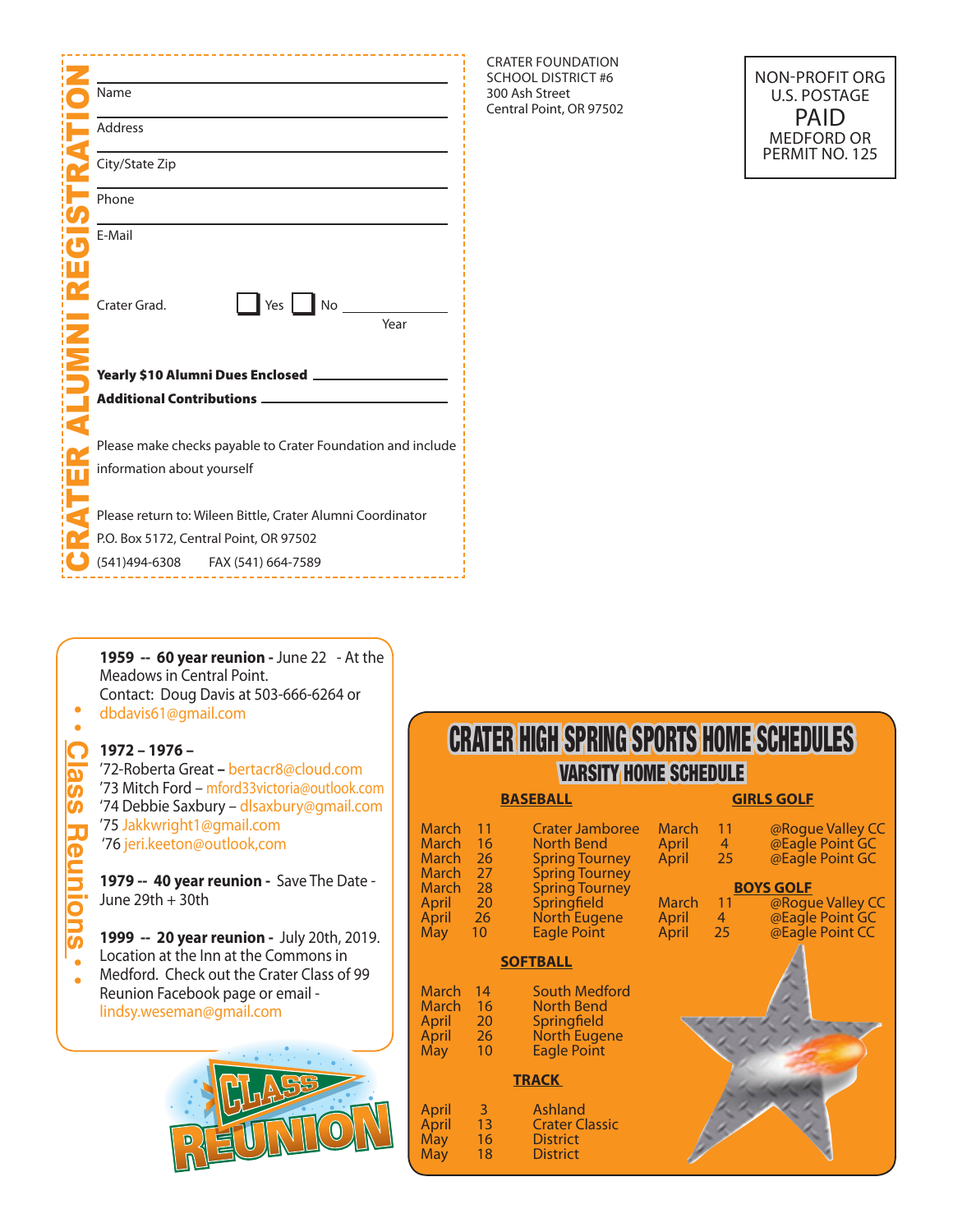## CRATER ALUMNI REGISTRATION

Name ____________________

Address ____________________

City/State Zip ____________________

Phone ____________________

E-Mail ____________________

Crater Grad. ☐ Yes ☐ No ________ Year

**Yearly $10 Alumni Dues Enclosed** ____________________

**Additional Contributions** ____________________

Please make checks payable to Crater Foundation and include information about yourself

Please return to: Wileen Bittle, Crater Alumni Coordinator
P.O. Box 5172, Central Point, OR 97502
(541)494-6308 FAX (541) 664-7589

CRATER FOUNDATION
SCHOOL DISTRICT #6
300 Ash Street
Central Point, OR 97502

NON-PROFIT ORG
U.S. POSTAGE
PAID
MEDFORD OR
PERMIT NO. 125

## Class Reunions

**1959 -- 60 year reunion -** June 22 - At the Meadows in Central Point.
Contact: Doug Davis at 503-666-6264 or dbdavis61@gmail.com

**1972 – 1976 –**
'72-Roberta Great – bertacr8@cloud.com
'73 Mitch Ford – mford33victoria@outlook.com
'74 Debbie Saxbury – dlsaxbury@gmail.com
'75 Jakkwright1@gmail.com
'76 jeri.keeton@outlook,com

**1979 -- 40 year reunion -** Save The Date - June 29th + 30th

**1999 -- 20 year reunion -** July 20th, 2019. Location at the Inn at the Commons in Medford. Check out the Crater Class of 99 Reunion Facebook page or email - lindsy.weseman@gmail.com

## CRATER HIGH SPRING SPORTS HOME SCHEDULES

### VARSITY HOME SCHEDULE

**BASEBALL**

| | | |
|---|---|---|
| March | 11 | Crater Jamboree |
| March | 16 | North Bend |
| March | 26 | Spring Tourney |
| March | 27 | Spring Tourney |
| March | 28 | Spring Tourney |
| April | 20 | Springfield |
| April | 26 | North Eugene |
| May | 10 | Eagle Point |

**SOFTBALL**

| | | |
|---|---|---|
| March | 14 | South Medford |
| March | 16 | North Bend |
| April | 20 | Springfield |
| April | 26 | North Eugene |
| May | 10 | Eagle Point |

**TRACK**

| | | |
|---|---|---|
| April | 3 | Ashland |
| April | 13 | Crater Classic |
| May | 16 | District |
| May | 18 | District |

**GIRLS GOLF**

| | | |
|---|---|---|
| March | 11 | @Rogue Valley CC |
| April | 4 | @Eagle Point GC |
| April | 25 | @Eagle Point GC |

**BOYS GOLF**

| | | |
|---|---|---|
| March | 11 | @Rogue Valley CC |
| April | 4 | @Eagle Point GC |
| April | 25 | @Eagle Point CC |